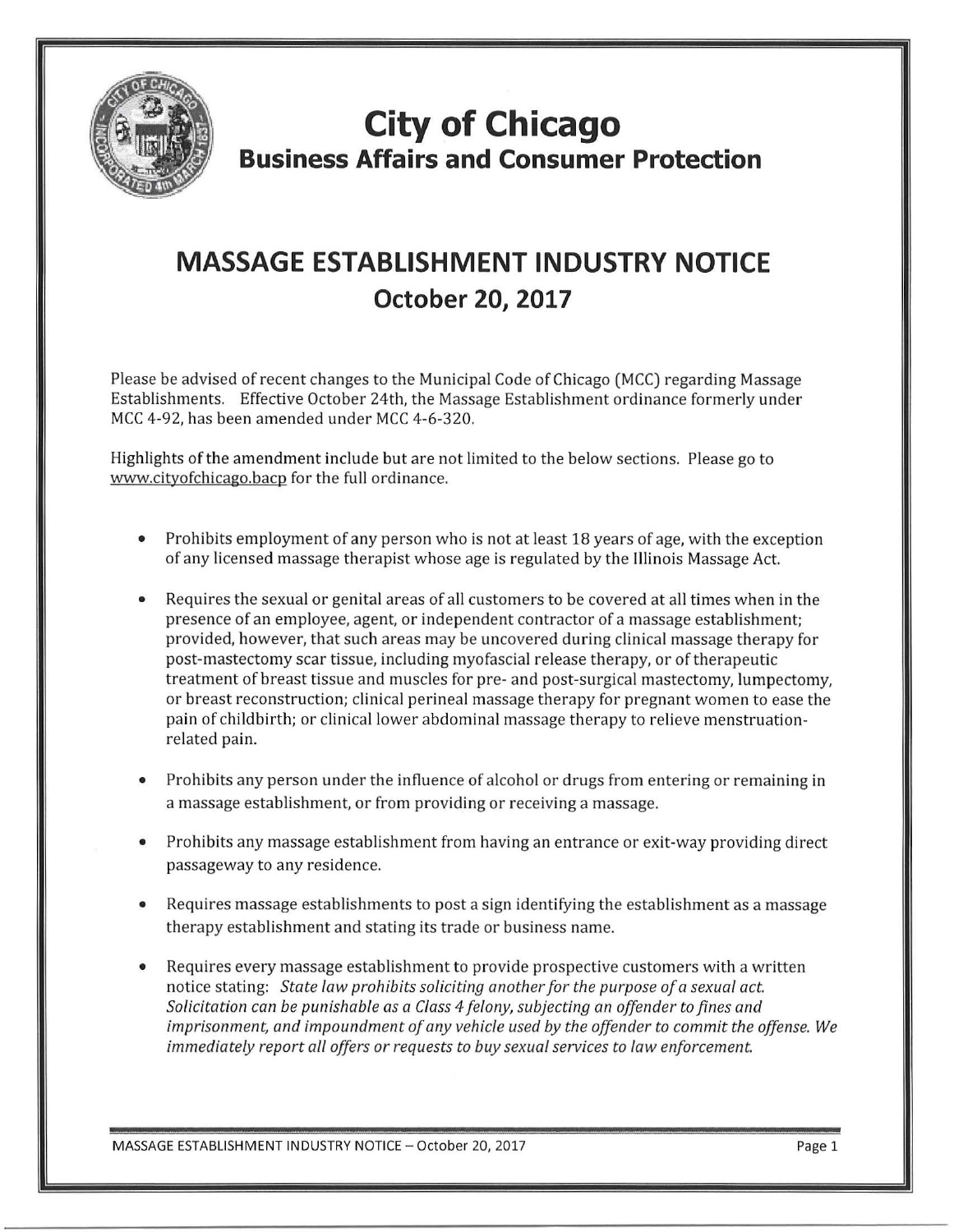# City of Chicago

## Business Affairs and Consumer Protection

# MASSAGE ESTABLISHMENT INDUSTRY NOTICE

## October 20, 2017

Please be advised of recent changes to the Municipal Code of Chicago (MCC) regarding Massage Establishments. Effective October 24th, the Massage Establishment ordinance formerly under MCC 4-92, has been amended under MCC 4-6-320.

Highlights of the amendment include but are not limited to the below sections. Please go to www.cityofchicago.bacp for the full ordinance.

- Prohibits employment of any person who is not at least 18 years of age, with the exception of any licensed massage therapist whose age is regulated by the Illinois Massage Act.
- Requires the sexual or genital areas of all customers to be covered at all times when in the presence of an employee, agent, or independent contractor of a massage establishment; provided, however, that such areas may be uncovered during clinical massage therapy for post-mastectomy scar tissue, including myofascial release therapy, or of therapeutic treatment of breast tissue and muscles for pre- and post-surgical mastectomy, lumpectomy, or breast reconstruction; clinical perineal massage therapy for pregnant women to ease the pain of childbirth; or clinical lower abdominal massage therapy to relieve menstruation-related pain.
- Prohibits any person under the influence of alcohol or drugs from entering or remaining in a massage establishment, or from providing or receiving a massage.
- Prohibits any massage establishment from having an entrance or exit-way providing direct passageway to any residence.
- Requires massage establishments to post a sign identifying the establishment as a massage therapy establishment and stating its trade or business name.
- Requires every massage establishment to provide prospective customers with a written notice stating: *State law prohibits soliciting another for the purpose of a sexual act. Solicitation can be punishable as a Class 4 felony, subjecting an offender to fines and imprisonment, and impoundment of any vehicle used by the offender to commit the offense. We immediately report all offers or requests to buy sexual services to law enforcement.*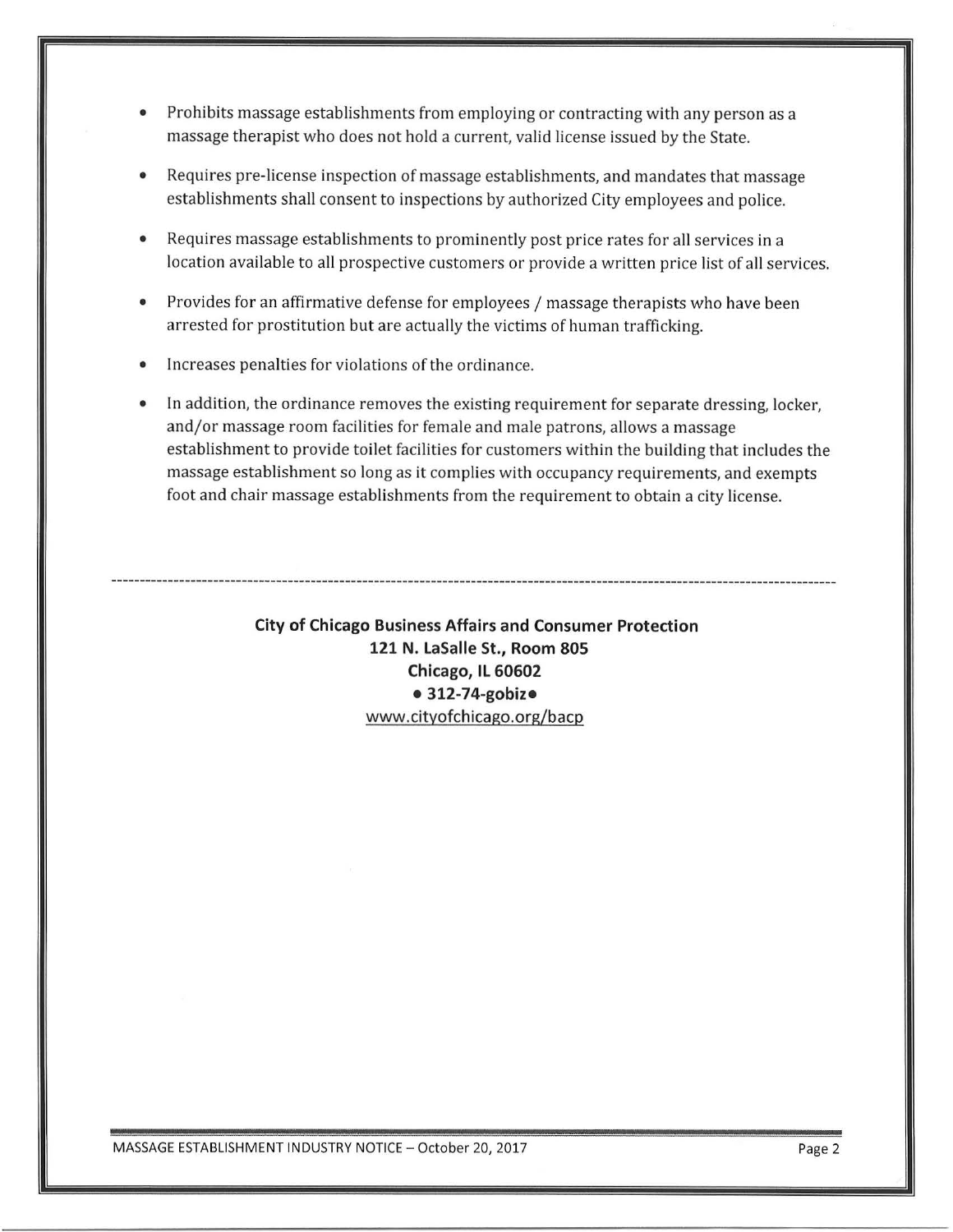- Prohibits massage establishments from employing or contracting with any person as a massage therapist who does not hold a current, valid license issued by the State.
- Requires pre-license inspection of massage establishments, and mandates that massage establishments shall consent to inspections by authorized City employees and police.
- Requires massage establishments to prominently post price rates for all services in a location available to all prospective customers or provide a written price list of all services.
- Provides for an affirmative defense for employees / massage therapists who have been arrested for prostitution but are actually the victims of human trafficking.
- Increases penalties for violations of the ordinance.
- In addition, the ordinance removes the existing requirement for separate dressing, locker, and/or massage room facilities for female and male patrons, allows a massage establishment to provide toilet facilities for customers within the building that includes the massage establishment so long as it complies with occupancy requirements, and exempts foot and chair massage establishments from the requirement to obtain a city license.

---

**City of Chicago Business Affairs and Consumer Protection**
**121 N. LaSalle St., Room 805**
**Chicago, IL 60602**
**• 312-74-gobiz•**
www.cityofchicago.org/bacp